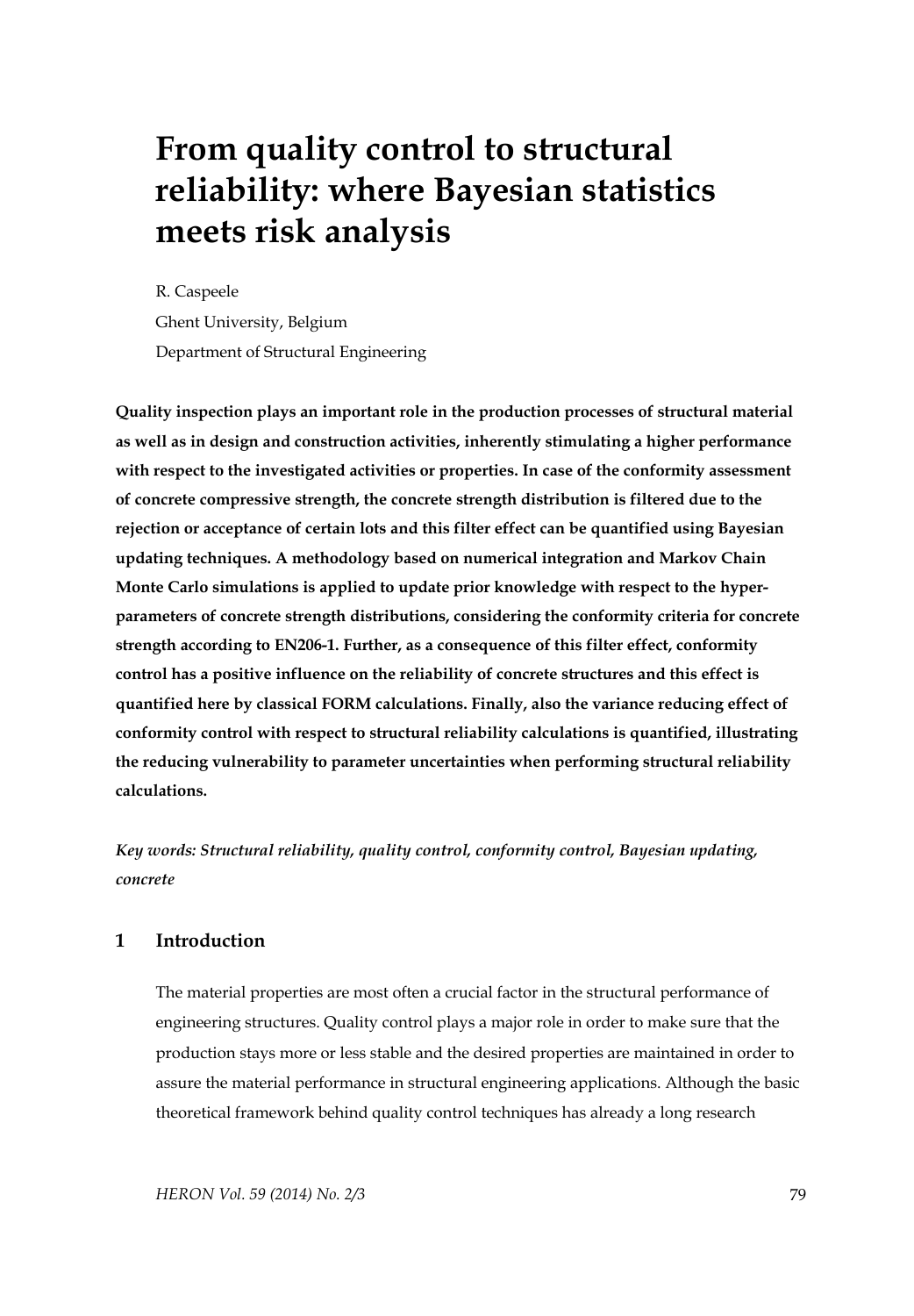# From quality control to structural reliability: where Bayesian statistics meets risk analysis

R. Caspeele

Ghent University, Belgium

Department of Structural Engineering

**Quality inspection plays an important role in the production processes of structural material as well as in design and construction activities, inherently stimulating a higher performance with respect to the investigated activities or properties. In case of the conformity assessment of concrete compressive strength, the concrete strength distribution is filtered due to the rejection or acceptance of certain lots and this filter effect can be quantified using Bayesian updating techniques. A methodology based on numerical integration and Markov Chain Monte Carlo simulations is applied to update prior knowledge with respect to the hyper-parameters of concrete strength distributions, considering the conformity criteria for concrete strength according to EN206-1. Further, as a consequence of this filter effect, conformity control has a positive influence on the reliability of concrete structures and this effect is quantified here by classical FORM calculations. Finally, also the variance reducing effect of conformity control with respect to structural reliability calculations is quantified, illustrating the reducing vulnerability to parameter uncertainties when performing structural reliability calculations.**

*Key words: Structural reliability, quality control, conformity control, Bayesian updating, concrete*

## 1 Introduction

The material properties are most often a crucial factor in the structural performance of engineering structures. Quality control plays a major role in order to make sure that the production stays more or less stable and the desired properties are maintained in order to assure the material performance in structural engineering applications. Although the basic theoretical framework behind quality control techniques has already a long research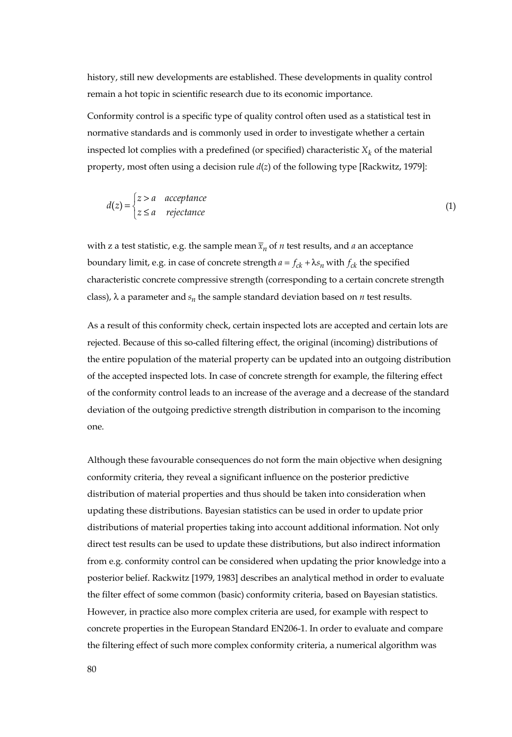history, still new developments are established. These developments in quality control remain a hot topic in scientific research due to its economic importance.

Conformity control is a specific type of quality control often used as a statistical test in normative standards and is commonly used in order to investigate whether a certain inspected lot complies with a predefined (or specified) characteristic $X_k$ of the material property, most often using a decision rule $d(z)$ of the following type [Rackwitz, 1979]:

$$d(z) = \begin{cases} z > a & \textit{acceptance} \\ z \leq a & \textit{rejectance} \end{cases} \tag{1}$$

with z a test statistic, e.g. the sample mean $\bar{x}_n$ of $n$ test results, and $a$ an acceptance boundary limit, e.g. in case of concrete strength $a = f_{ck} + \lambda s_n$ with $f_{ck}$ the specified characteristic concrete compressive strength (corresponding to a certain concrete strength class), $\lambda$ a parameter and $s_n$ the sample standard deviation based on $n$ test results.

As a result of this conformity check, certain inspected lots are accepted and certain lots are rejected. Because of this so-called filtering effect, the original (incoming) distributions of the entire population of the material property can be updated into an outgoing distribution of the accepted inspected lots. In case of concrete strength for example, the filtering effect of the conformity control leads to an increase of the average and a decrease of the standard deviation of the outgoing predictive strength distribution in comparison to the incoming one.

Although these favourable consequences do not form the main objective when designing conformity criteria, they reveal a significant influence on the posterior predictive distribution of material properties and thus should be taken into consideration when updating these distributions. Bayesian statistics can be used in order to update prior distributions of material properties taking into account additional information. Not only direct test results can be used to update these distributions, but also indirect information from e.g. conformity control can be considered when updating the prior knowledge into a posterior belief. Rackwitz [1979, 1983] describes an analytical method in order to evaluate the filter effect of some common (basic) conformity criteria, based on Bayesian statistics. However, in practice also more complex criteria are used, for example with respect to concrete properties in the European Standard EN206-1. In order to evaluate and compare the filtering effect of such more complex conformity criteria, a numerical algorithm was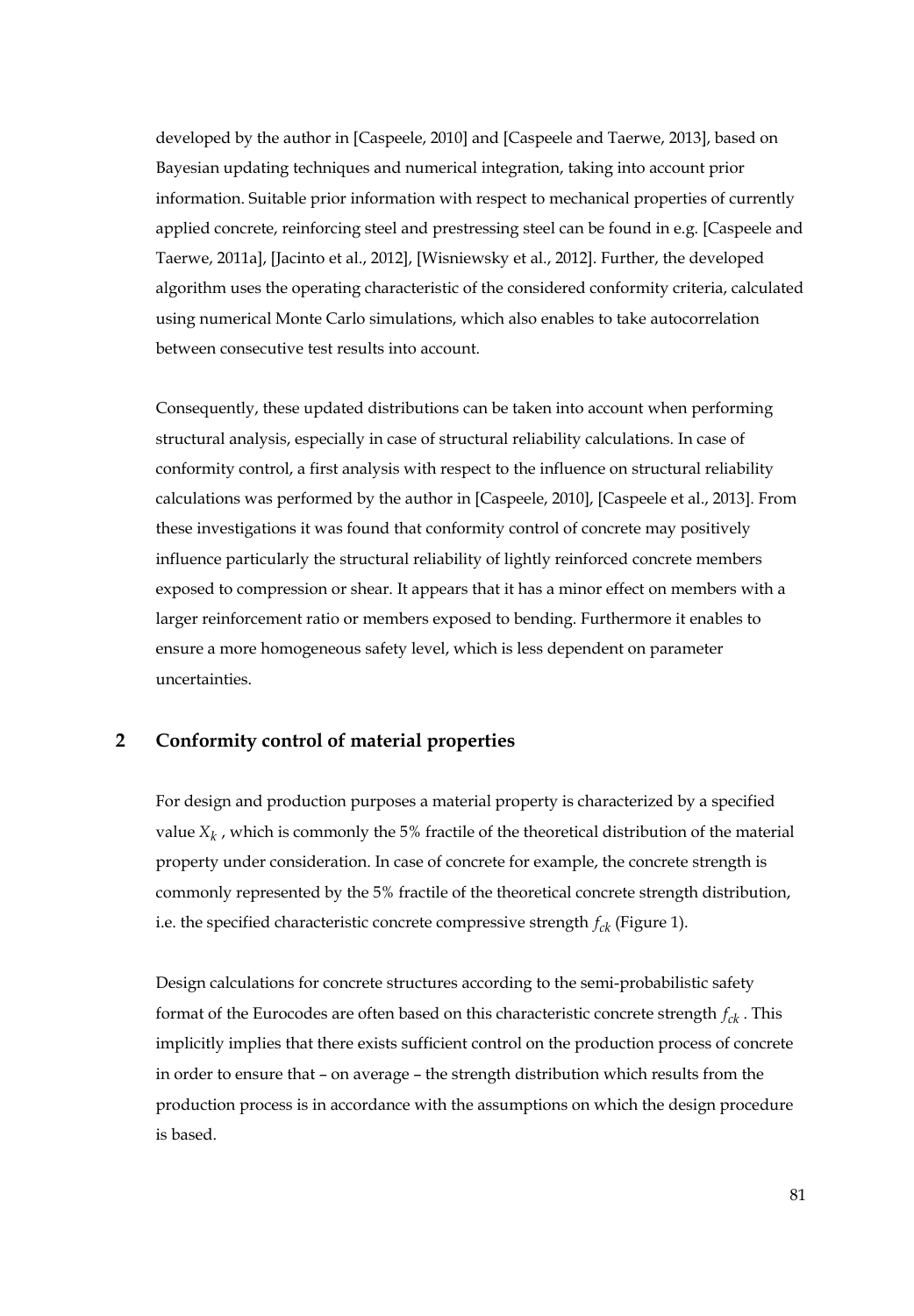developed by the author in [Caspeele, 2010] and [Caspeele and Taerwe, 2013], based on Bayesian updating techniques and numerical integration, taking into account prior information. Suitable prior information with respect to mechanical properties of currently applied concrete, reinforcing steel and prestressing steel can be found in e.g. [Caspeele and Taerwe, 2011a], [Jacinto et al., 2012], [Wisniewsky et al., 2012]. Further, the developed algorithm uses the operating characteristic of the considered conformity criteria, calculated using numerical Monte Carlo simulations, which also enables to take autocorrelation between consecutive test results into account.

Consequently, these updated distributions can be taken into account when performing structural analysis, especially in case of structural reliability calculations. In case of conformity control, a first analysis with respect to the influence on structural reliability calculations was performed by the author in [Caspeele, 2010], [Caspeele et al., 2013]. From these investigations it was found that conformity control of concrete may positively influence particularly the structural reliability of lightly reinforced concrete members exposed to compression or shear. It appears that it has a minor effect on members with a larger reinforcement ratio or members exposed to bending. Furthermore it enables to ensure a more homogeneous safety level, which is less dependent on parameter uncertainties.

## 2 Conformity control of material properties

For design and production purposes a material property is characterized by a specified value $X_k$, which is commonly the 5% fractile of the theoretical distribution of the material property under consideration. In case of concrete for example, the concrete strength is commonly represented by the 5% fractile of the theoretical concrete strength distribution, i.e. the specified characteristic concrete compressive strength $f_{ck}$ (Figure 1).

Design calculations for concrete structures according to the semi-probabilistic safety format of the Eurocodes are often based on this characteristic concrete strength $f_{ck}$. This implicitly implies that there exists sufficient control on the production process of concrete in order to ensure that – on average – the strength distribution which results from the production process is in accordance with the assumptions on which the design procedure is based.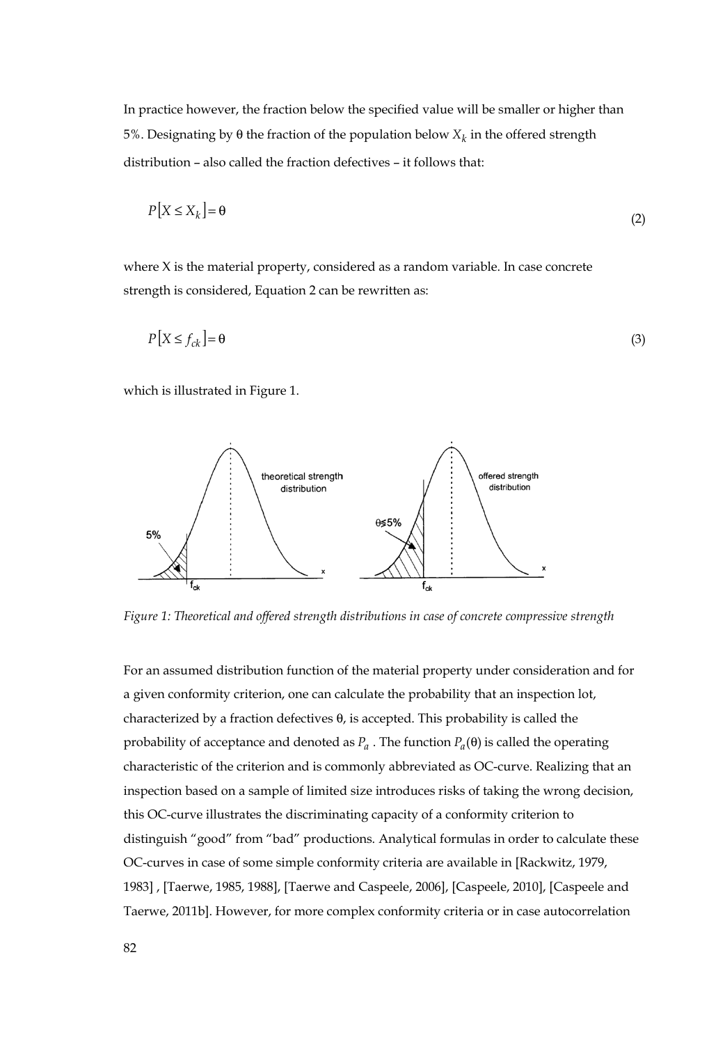In practice however, the fraction below the specified value will be smaller or higher than 5%. Designating by θ the fraction of the population below $X_k$ in the offered strength distribution – also called the fraction defectives – it follows that:

$$P[X \leq X_k] = \theta \tag{2}$$

where X is the material property, considered as a random variable. In case concrete strength is considered, Equation 2 can be rewritten as:

$$P[X \leq f_{ck}] = \theta \tag{3}$$

which is illustrated in Figure 1.

*Figure 1: Theoretical and offered strength distributions in case of concrete compressive strength*

For an assumed distribution function of the material property under consideration and for a given conformity criterion, one can calculate the probability that an inspection lot, characterized by a fraction defectives θ, is accepted. This probability is called the probability of acceptance and denoted as $P_a$ . The function $P_a(\theta)$ is called the operating characteristic of the criterion and is commonly abbreviated as OC-curve. Realizing that an inspection based on a sample of limited size introduces risks of taking the wrong decision, this OC-curve illustrates the discriminating capacity of a conformity criterion to distinguish "good" from "bad" productions. Analytical formulas in order to calculate these OC-curves in case of some simple conformity criteria are available in [Rackwitz, 1979, 1983] , [Taerwe, 1985, 1988], [Taerwe and Caspeele, 2006], [Caspeele, 2010], [Caspeele and Taerwe, 2011b]. However, for more complex conformity criteria or in case autocorrelation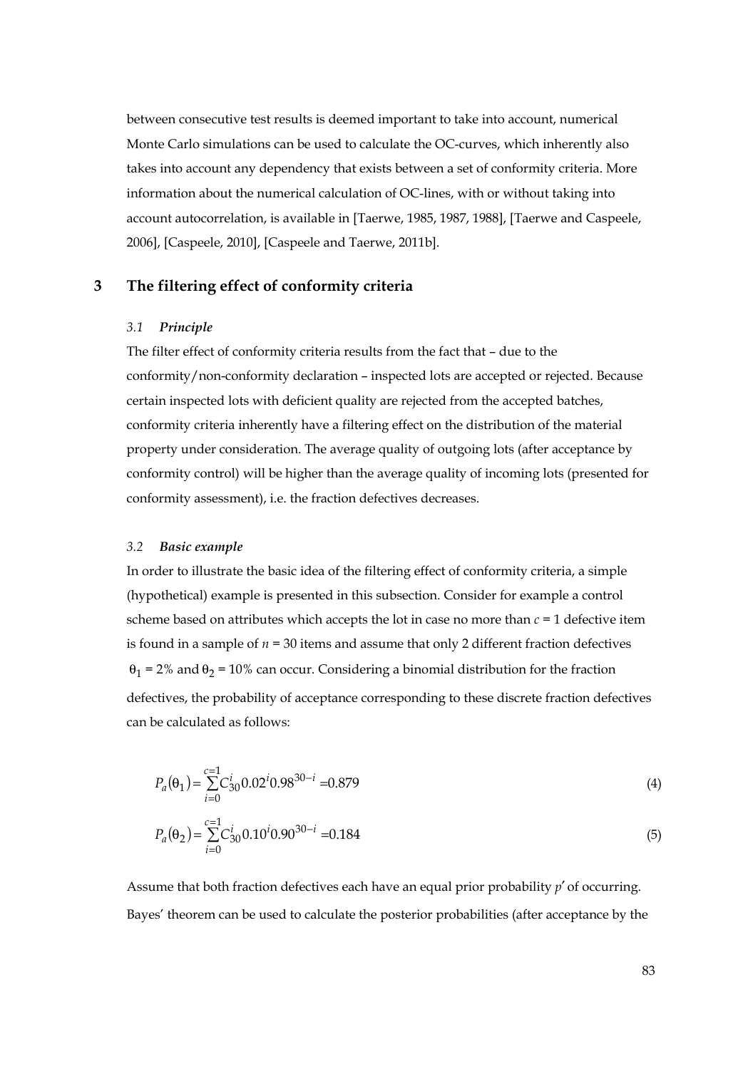between consecutive test results is deemed important to take into account, numerical Monte Carlo simulations can be used to calculate the OC-curves, which inherently also takes into account any dependency that exists between a set of conformity criteria. More information about the numerical calculation of OC-lines, with or without taking into account autocorrelation, is available in [Taerwe, 1985, 1987, 1988], [Taerwe and Caspeele, 2006], [Caspeele, 2010], [Caspeele and Taerwe, 2011b].

## 3 The filtering effect of conformity criteria

### *3.1 Principle*

The filter effect of conformity criteria results from the fact that – due to the conformity/non-conformity declaration – inspected lots are accepted or rejected. Because certain inspected lots with deficient quality are rejected from the accepted batches, conformity criteria inherently have a filtering effect on the distribution of the material property under consideration. The average quality of outgoing lots (after acceptance by conformity control) will be higher than the average quality of incoming lots (presented for conformity assessment), i.e. the fraction defectives decreases.

### *3.2 Basic example*

In order to illustrate the basic idea of the filtering effect of conformity criteria, a simple (hypothetical) example is presented in this subsection. Consider for example a control scheme based on attributes which accepts the lot in case no more than $c = 1$ defective item is found in a sample of $n = 30$ items and assume that only 2 different fraction defectives $\theta_1 = 2\%$ and $\theta_2 = 10\%$ can occur. Considering a binomial distribution for the fraction defectives, the probability of acceptance corresponding to these discrete fraction defectives can be calculated as follows:

$$P_a(\theta_1) = \sum_{i=0}^{c=1} C_{30}^{i} 0.02^{i} 0.98^{30-i} = 0.879 \tag{4}$$

$$P_a(\theta_2) = \sum_{i=0}^{c=1} C_{30}^{i} 0.10^{i} 0.90^{30-i} = 0.184 \tag{5}$$

Assume that both fraction defectives each have an equal prior probability $p'$ of occurring. Bayes' theorem can be used to calculate the posterior probabilities (after acceptance by the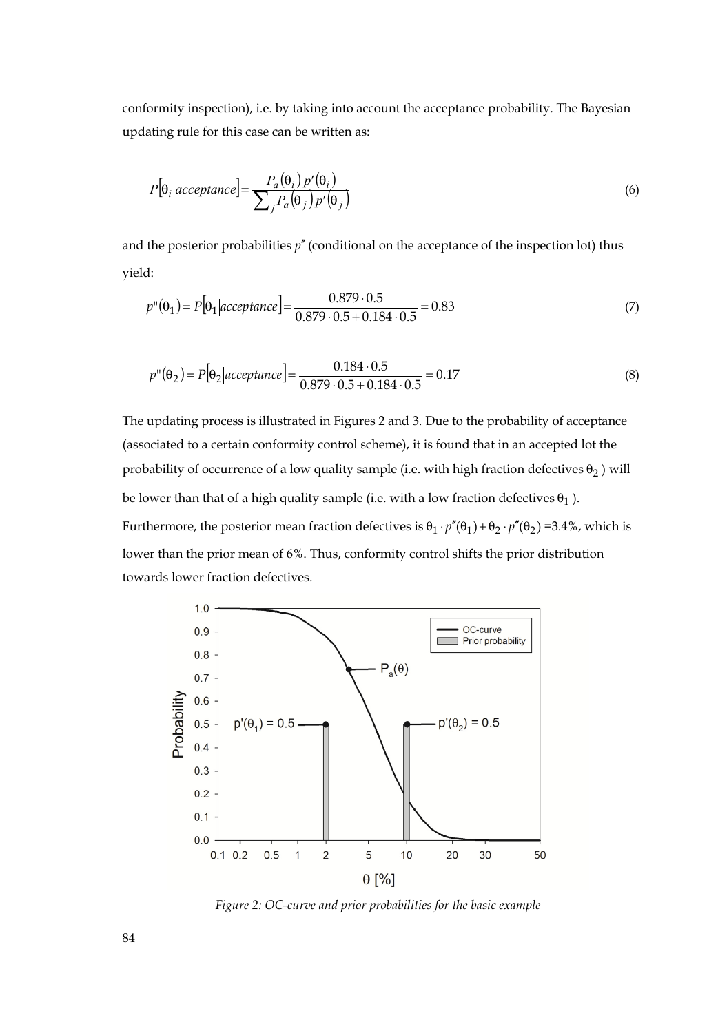conformity inspection), i.e. by taking into account the acceptance probability. The Bayesian updating rule for this case can be written as:

$$P[\theta_i|acceptance] = \frac{P_a(\theta_i)\, p'(\theta_i)}{\sum_j P_a(\theta_j)\, p'(\theta_j)} \tag{6}$$

and the posterior probabilities $p''$ (conditional on the acceptance of the inspection lot) thus yield:

$$p''(\theta_1) = P[\theta_1|acceptance] = \frac{0.879 \cdot 0.5}{0.879 \cdot 0.5 + 0.184 \cdot 0.5} = 0.83 \tag{7}$$

$$p''(\theta_2) = P[\theta_2|acceptance] = \frac{0.184 \cdot 0.5}{0.879 \cdot 0.5 + 0.184 \cdot 0.5} = 0.17 \tag{8}$$

The updating process is illustrated in Figures 2 and 3. Due to the probability of acceptance (associated to a certain conformity control scheme), it is found that in an accepted lot the probability of occurrence of a low quality sample (i.e. with high fraction defectives $\theta_2$ ) will be lower than that of a high quality sample (i.e. with a low fraction defectives $\theta_1$ ). Furthermore, the posterior mean fraction defectives is $\theta_1 \cdot p''(\theta_1) + \theta_2 \cdot p''(\theta_2)$ =3.4%, which is lower than the prior mean of 6%. Thus, conformity control shifts the prior distribution towards lower fraction defectives.

*Figure 2: OC-curve and prior probabilities for the basic example*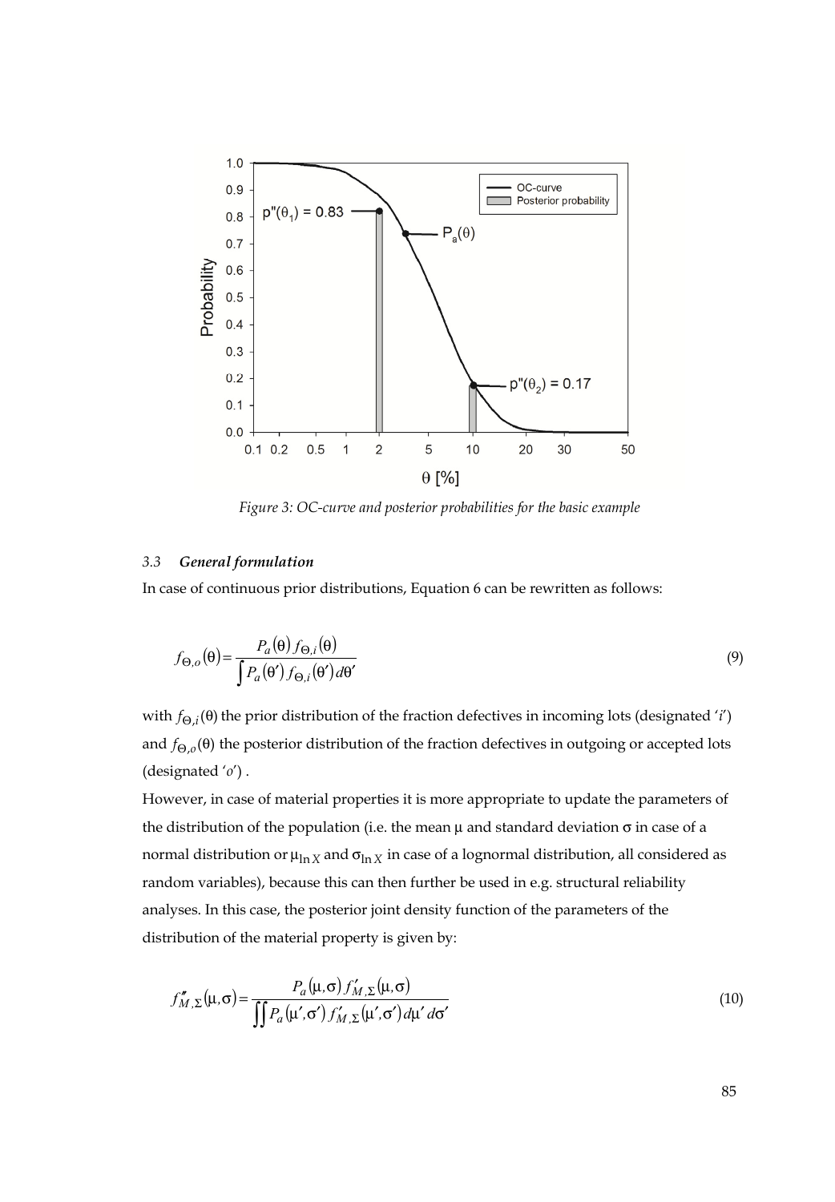Figure 3: OC-curve and posterior probabilities for the basic example

### 3.3 *General formulation*

In case of continuous prior distributions, Equation 6 can be rewritten as follows:

$$f_{\Theta,o}(\theta) = \frac{P_a(\theta)\, f_{\Theta,i}(\theta)}{\int P_a(\theta')\, f_{\Theta,i}(\theta')\, d\theta'} \tag{9}$$

with $f_{\Theta,i}(\theta)$ the prior distribution of the fraction defectives in incoming lots (designated '$i$') and $f_{\Theta,o}(\theta)$ the posterior distribution of the fraction defectives in outgoing or accepted lots (designated '$o$').

However, in case of material properties it is more appropriate to update the parameters of the distribution of the population (i.e. the mean $\mu$ and standard deviation $\sigma$ in case of a normal distribution or $\mu_{\ln X}$ and $\sigma_{\ln X}$ in case of a lognormal distribution, all considered as random variables), because this can then further be used in e.g. structural reliability analyses. In this case, the posterior joint density function of the parameters of the distribution of the material property is given by:

$$f''_{M,\Sigma}(\mu,\sigma) = \frac{P_a(\mu,\sigma)\, f'_{M,\Sigma}(\mu,\sigma)}{\iint P_a(\mu',\sigma')\, f'_{M,\Sigma}(\mu',\sigma')\, d\mu'\, d\sigma'} \tag{10}$$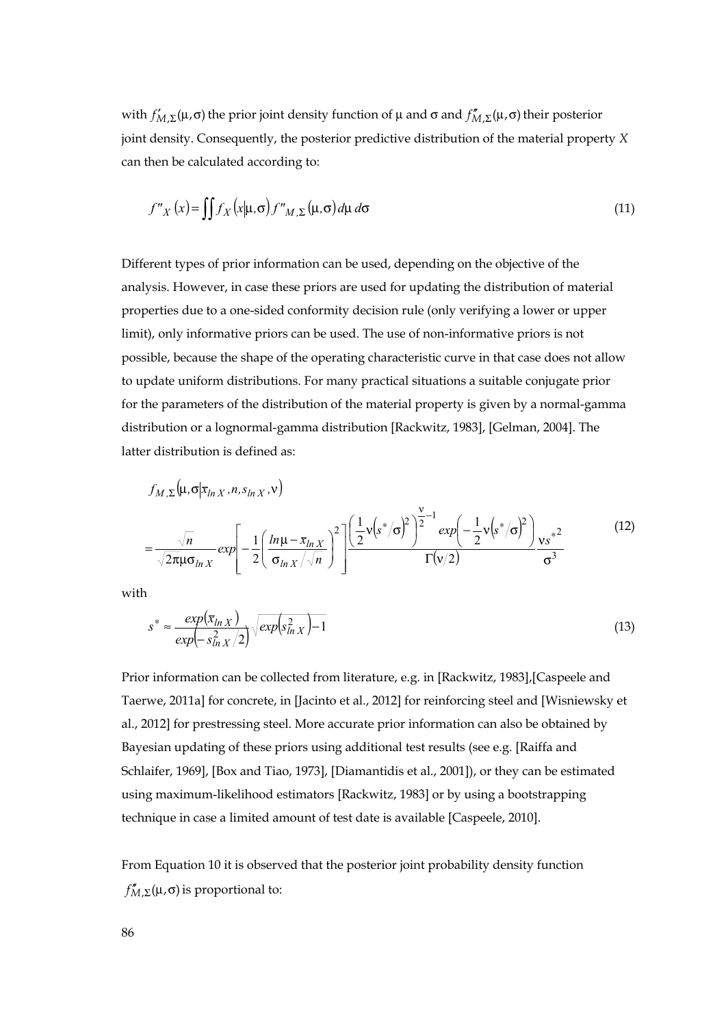with $f'_{M,\Sigma}(\mu,\sigma)$ the prior joint density function of μ and σ and $f''_{M,\Sigma}(\mu,\sigma)$ their posterior joint density. Consequently, the posterior predictive distribution of the material property $X$ can then be calculated according to:

$$f''_X(x) = \iint f_X(x|\mu,\sigma)\, f''_{M,\Sigma}(\mu,\sigma)\, d\mu\, d\sigma \tag{11}$$

Different types of prior information can be used, depending on the objective of the analysis. However, in case these priors are used for updating the distribution of material properties due to a one-sided conformity decision rule (only verifying a lower or upper limit), only informative priors can be used. The use of non-informative priors is not possible, because the shape of the operating characteristic curve in that case does not allow to update uniform distributions. For many practical situations a suitable conjugate prior for the parameters of the distribution of the material property is given by a normal-gamma distribution or a lognormal-gamma distribution [Rackwitz, 1983], [Gelman, 2004]. The latter distribution is defined as:

$$f_{M,\Sigma}(\mu,\sigma|\bar{x}_{ln\,X}, n, s_{ln\,X}, \nu)$$
$$= \frac{\sqrt{n}}{\sqrt{2\pi}\mu\sigma_{ln\,X}} exp\left[-\frac{1}{2}\left(\frac{ln\,\mu - \bar{x}_{ln\,X}}{\sigma_{ln\,X}/\sqrt{n}}\right)^2\right] \frac{\left(\frac{1}{2}\nu\left(s^*/\sigma\right)^2\right)^{\frac{\nu}{2}-1} exp\left(-\frac{1}{2}\nu\left(s^*/\sigma\right)^2\right)}{\Gamma(\nu/2)} \frac{\nu s^{*2}}{\sigma^3} \tag{12}$$

with

$$s^* \approx \frac{exp\left(\bar{x}_{ln\,X}\right)}{exp\left(-s_{ln\,X}^2/2\right)} \sqrt{exp\left(s_{ln\,X}^2\right)-1} \tag{13}$$

Prior information can be collected from literature, e.g. in [Rackwitz, 1983],[Caspeele and Taerwe, 2011a] for concrete, in [Jacinto et al., 2012] for reinforcing steel and [Wisniewsky et al., 2012] for prestressing steel. More accurate prior information can also be obtained by Bayesian updating of these priors using additional test results (see e.g. [Raiffa and Schlaifer, 1969], [Box and Tiao, 1973], [Diamantidis et al., 2001]), or they can be estimated using maximum-likelihood estimators [Rackwitz, 1983] or by using a bootstrapping technique in case a limited amount of test date is available [Caspeele, 2010].

From Equation 10 it is observed that the posterior joint probability density function $f''_{M,\Sigma}(\mu,\sigma)$ is proportional to: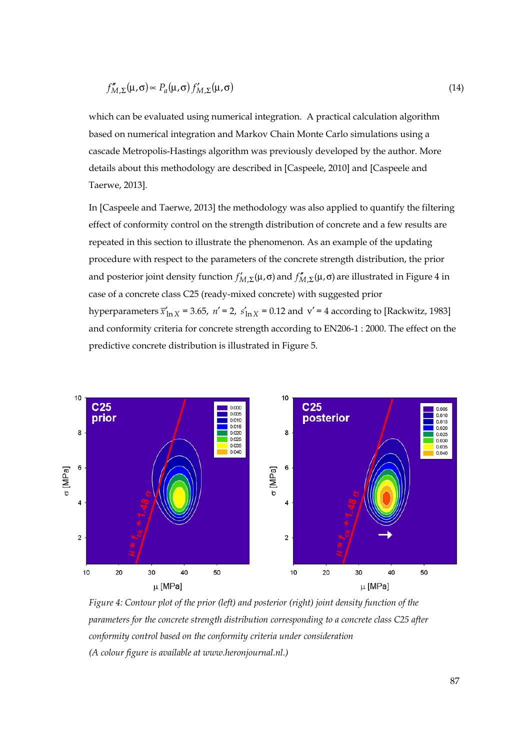$$f''_{M,\Sigma}(\mu,\sigma) \propto P_a(\mu,\sigma)\, f'_{M,\Sigma}(\mu,\sigma) \tag{14}$$

which can be evaluated using numerical integration. A practical calculation algorithm based on numerical integration and Markov Chain Monte Carlo simulations using a cascade Metropolis-Hastings algorithm was previously developed by the author. More details about this methodology are described in [Caspeele, 2010] and [Caspeele and Taerwe, 2013].

In [Caspeele and Taerwe, 2013] the methodology was also applied to quantify the filtering effect of conformity control on the strength distribution of concrete and a few results are repeated in this section to illustrate the phenomenon. As an example of the updating procedure with respect to the parameters of the concrete strength distribution, the prior and posterior joint density function $f'_{M,\Sigma}(\mu,\sigma)$ and $f''_{M,\Sigma}(\mu,\sigma)$ are illustrated in Figure 4 in case of a concrete class C25 (ready-mixed concrete) with suggested prior hyperparameters $\bar{x}'_{\ln X} = 3.65$, $n' = 2$, $s'_{\ln X} = 0.12$ and $\nu' = 4$ according to [Rackwitz, 1983] and conformity criteria for concrete strength according to EN206-1 : 2000. The effect on the predictive concrete distribution is illustrated in Figure 5.

*Figure 4: Contour plot of the prior (left) and posterior (right) joint density function of the parameters for the concrete strength distribution corresponding to a concrete class C25 after conformity control based on the conformity criteria under consideration*
*(A colour figure is available at www.heronjournal.nl.)*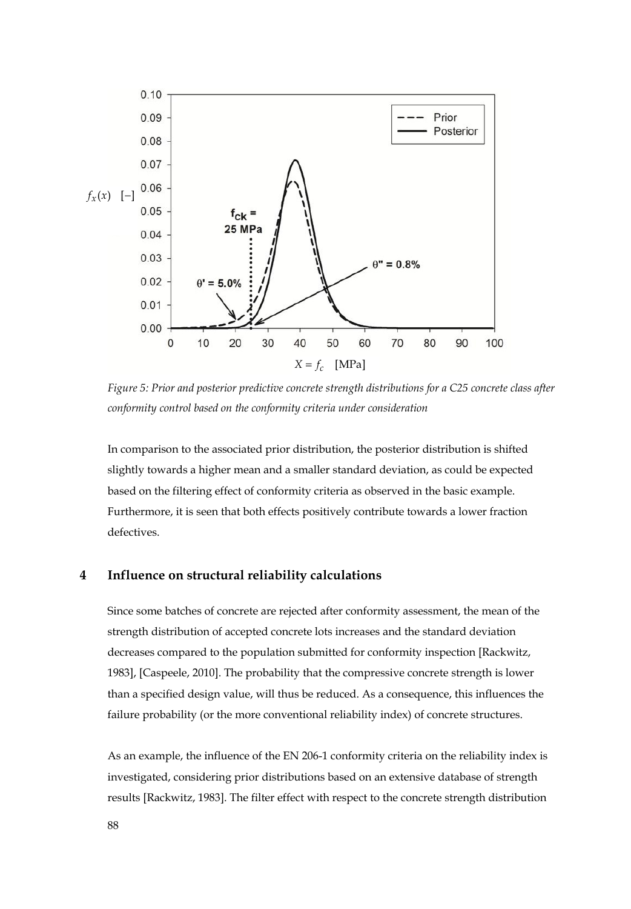*Figure 5: Prior and posterior predictive concrete strength distributions for a C25 concrete class after conformity control based on the conformity criteria under consideration*

In comparison to the associated prior distribution, the posterior distribution is shifted slightly towards a higher mean and a smaller standard deviation, as could be expected based on the filtering effect of conformity criteria as observed in the basic example. Furthermore, it is seen that both effects positively contribute towards a lower fraction defectives.

## 4 Influence on structural reliability calculations

Since some batches of concrete are rejected after conformity assessment, the mean of the strength distribution of accepted concrete lots increases and the standard deviation decreases compared to the population submitted for conformity inspection [Rackwitz, 1983], [Caspeele, 2010]. The probability that the compressive concrete strength is lower than a specified design value, will thus be reduced. As a consequence, this influences the failure probability (or the more conventional reliability index) of concrete structures.

As an example, the influence of the EN 206-1 conformity criteria on the reliability index is investigated, considering prior distributions based on an extensive database of strength results [Rackwitz, 1983]. The filter effect with respect to the concrete strength distribution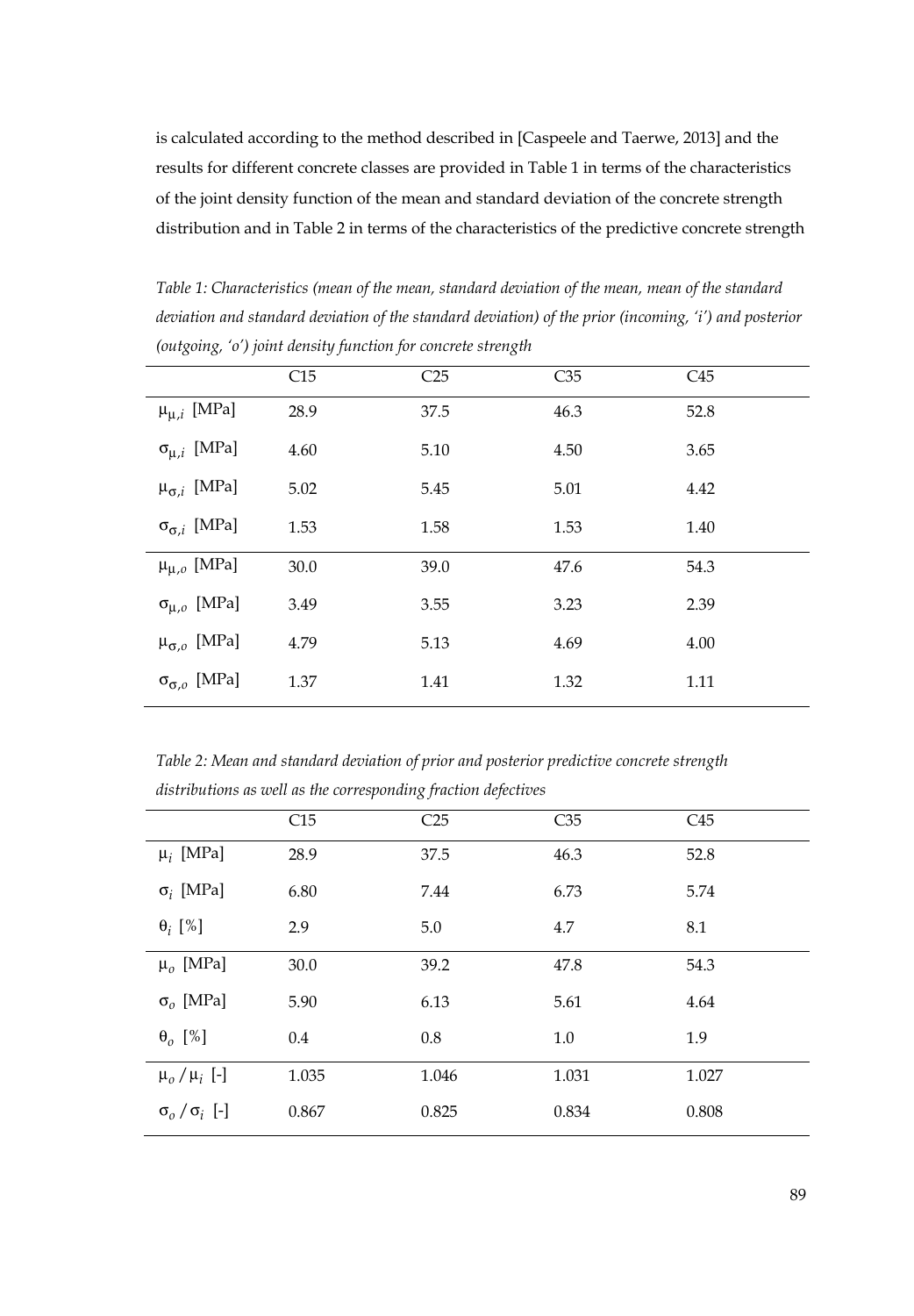is calculated according to the method described in [Caspeele and Taerwe, 2013] and the results for different concrete classes are provided in Table 1 in terms of the characteristics of the joint density function of the mean and standard deviation of the concrete strength distribution and in Table 2 in terms of the characteristics of the predictive concrete strength

*Table 1: Characteristics (mean of the mean, standard deviation of the mean, mean of the standard deviation and standard deviation of the standard deviation) of the prior (incoming, 'i') and posterior (outgoing, 'o') joint density function for concrete strength*

| | C15 | C25 | C35 | C45 |
|---|---|---|---|---|
| $\mu_{\mu,i}$ [MPa] | 28.9 | 37.5 | 46.3 | 52.8 |
| $\sigma_{\mu,i}$ [MPa] | 4.60 | 5.10 | 4.50 | 3.65 |
| $\mu_{\sigma,i}$ [MPa] | 5.02 | 5.45 | 5.01 | 4.42 |
| $\sigma_{\sigma,i}$ [MPa] | 1.53 | 1.58 | 1.53 | 1.40 |
| $\mu_{\mu,o}$ [MPa] | 30.0 | 39.0 | 47.6 | 54.3 |
| $\sigma_{\mu,o}$ [MPa] | 3.49 | 3.55 | 3.23 | 2.39 |
| $\mu_{\sigma,o}$ [MPa] | 4.79 | 5.13 | 4.69 | 4.00 |
| $\sigma_{\sigma,o}$ [MPa] | 1.37 | 1.41 | 1.32 | 1.11 |

*Table 2: Mean and standard deviation of prior and posterior predictive concrete strength distributions as well as the corresponding fraction defectives*

| | C15 | C25 | C35 | C45 |
|---|---|---|---|---|
| $\mu_i$ [MPa] | 28.9 | 37.5 | 46.3 | 52.8 |
| $\sigma_i$ [MPa] | 6.80 | 7.44 | 6.73 | 5.74 |
| $\theta_i$ [%] | 2.9 | 5.0 | 4.7 | 8.1 |
| $\mu_o$ [MPa] | 30.0 | 39.2 | 47.8 | 54.3 |
| $\sigma_o$ [MPa] | 5.90 | 6.13 | 5.61 | 4.64 |
| $\theta_o$ [%] | 0.4 | 0.8 | 1.0 | 1.9 |
| $\mu_o / \mu_i$ [-] | 1.035 | 1.046 | 1.031 | 1.027 |
| $\sigma_o / \sigma_i$ [-] | 0.867 | 0.825 | 0.834 | 0.808 |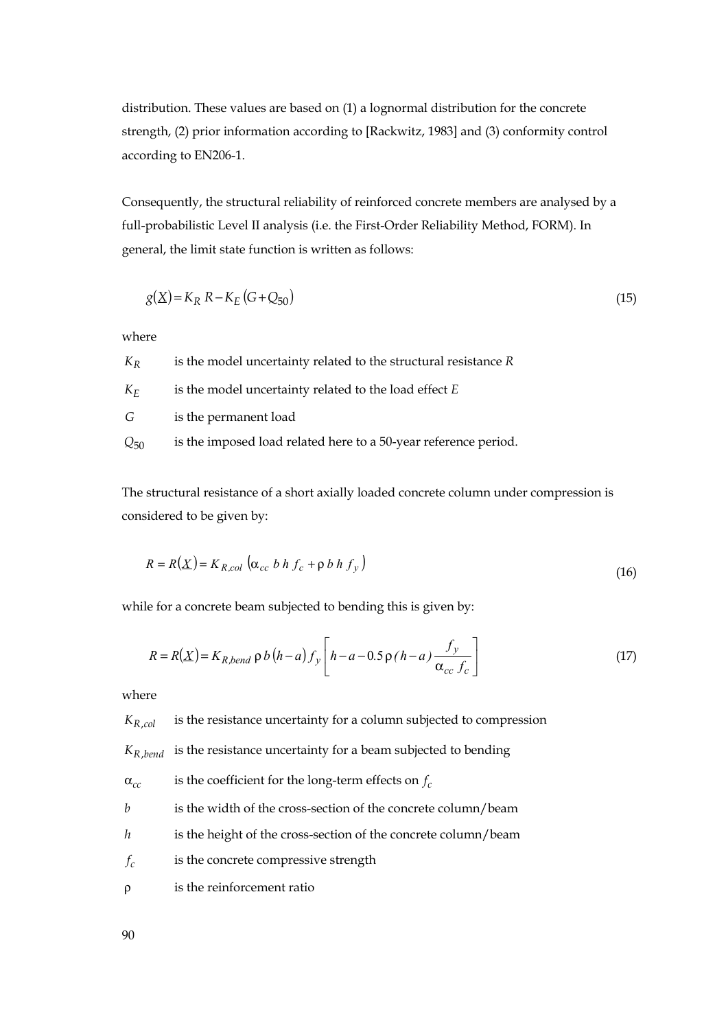distribution. These values are based on (1) a lognormal distribution for the concrete strength, (2) prior information according to [Rackwitz, 1983] and (3) conformity control according to EN206-1.

Consequently, the structural reliability of reinforced concrete members are analysed by a full-probabilistic Level II analysis (i.e. the First-Order Reliability Method, FORM). In general, the limit state function is written as follows:

$$g(\underline{X}) = K_R \, R - K_E \left(G + Q_{50}\right) \tag{15}$$

where

$K_R$ is the model uncertainty related to the structural resistance $R$

$K_E$ is the model uncertainty related to the load effect $E$

$G$ is the permanent load

$Q_{50}$ is the imposed load related here to a 50-year reference period.

The structural resistance of a short axially loaded concrete column under compression is considered to be given by:

$$R = R(\underline{X}) = K_{R,col} \left(\alpha_{cc} \, b \, h \, f_c + \rho \, b \, h \, f_y\right) \tag{16}$$

while for a concrete beam subjected to bending this is given by:

$$R = R(\underline{X}) = K_{R,bend} \, \rho \, b \left(h - a\right) f_y \left[ h - a - 0.5 \, \rho \, (h - a) \frac{f_y}{\alpha_{cc} \, f_c} \right] \tag{17}$$

where

$K_{R,col}$ is the resistance uncertainty for a column subjected to compression

$K_{R,bend}$ is the resistance uncertainty for a beam subjected to bending

$\alpha_{cc}$ is the coefficient for the long-term effects on $f_c$

$b$ is the width of the cross-section of the concrete column/beam

$h$ is the height of the cross-section of the concrete column/beam

$f_c$ is the concrete compressive strength

$\rho$ is the reinforcement ratio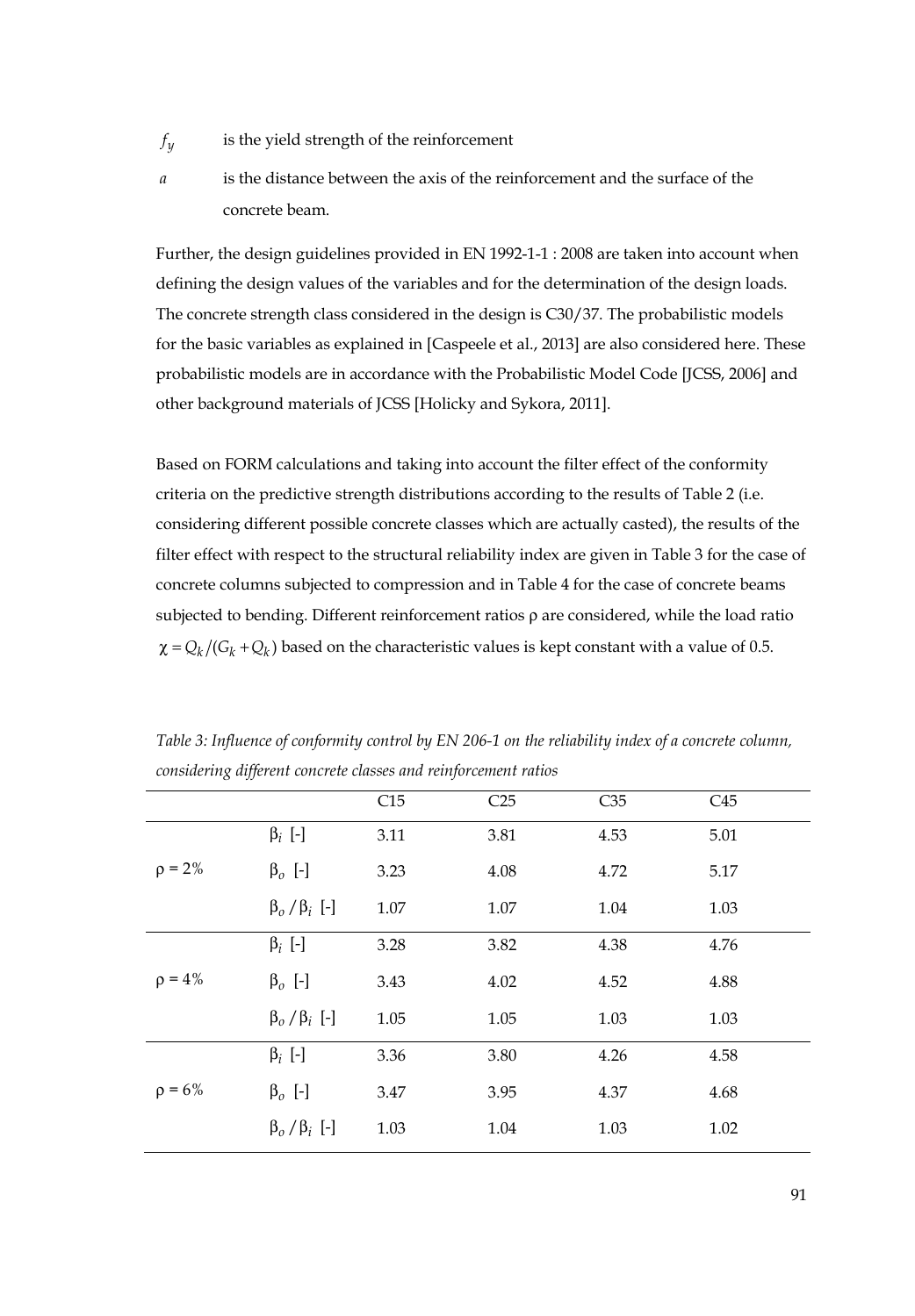$f_y$ is the yield strength of the reinforcement

$a$ is the distance between the axis of the reinforcement and the surface of the concrete beam.

Further, the design guidelines provided in EN 1992-1-1 : 2008 are taken into account when defining the design values of the variables and for the determination of the design loads. The concrete strength class considered in the design is C30/37. The probabilistic models for the basic variables as explained in [Caspeele et al., 2013] are also considered here. These probabilistic models are in accordance with the Probabilistic Model Code [JCSS, 2006] and other background materials of JCSS [Holicky and Sykora, 2011].

Based on FORM calculations and taking into account the filter effect of the conformity criteria on the predictive strength distributions according to the results of Table 2 (i.e. considering different possible concrete classes which are actually casted), the results of the filter effect with respect to the structural reliability index are given in Table 3 for the case of concrete columns subjected to compression and in Table 4 for the case of concrete beams subjected to bending. Different reinforcement ratios ρ are considered, while the load ratio $\chi = Q_k/(G_k + Q_k)$ based on the characteristic values is kept constant with a value of 0.5.

*Table 3: Influence of conformity control by EN 206-1 on the reliability index of a concrete column, considering different concrete classes and reinforcement ratios*

| | | C15 | C25 | C35 | C45 |
|---|---|---|---|---|---|
| $\rho = 2\%$ | $\beta_i$ [-] | 3.11 | 3.81 | 4.53 | 5.01 |
| | $\beta_o$ [-] | 3.23 | 4.08 | 4.72 | 5.17 |
| | $\beta_o/\beta_i$ [-] | 1.07 | 1.07 | 1.04 | 1.03 |
| $\rho = 4\%$ | $\beta_i$ [-] | 3.28 | 3.82 | 4.38 | 4.76 |
| | $\beta_o$ [-] | 3.43 | 4.02 | 4.52 | 4.88 |
| | $\beta_o/\beta_i$ [-] | 1.05 | 1.05 | 1.03 | 1.03 |
| $\rho = 6\%$ | $\beta_i$ [-] | 3.36 | 3.80 | 4.26 | 4.58 |
| | $\beta_o$ [-] | 3.47 | 3.95 | 4.37 | 4.68 |
| | $\beta_o/\beta_i$ [-] | 1.03 | 1.04 | 1.03 | 1.02 |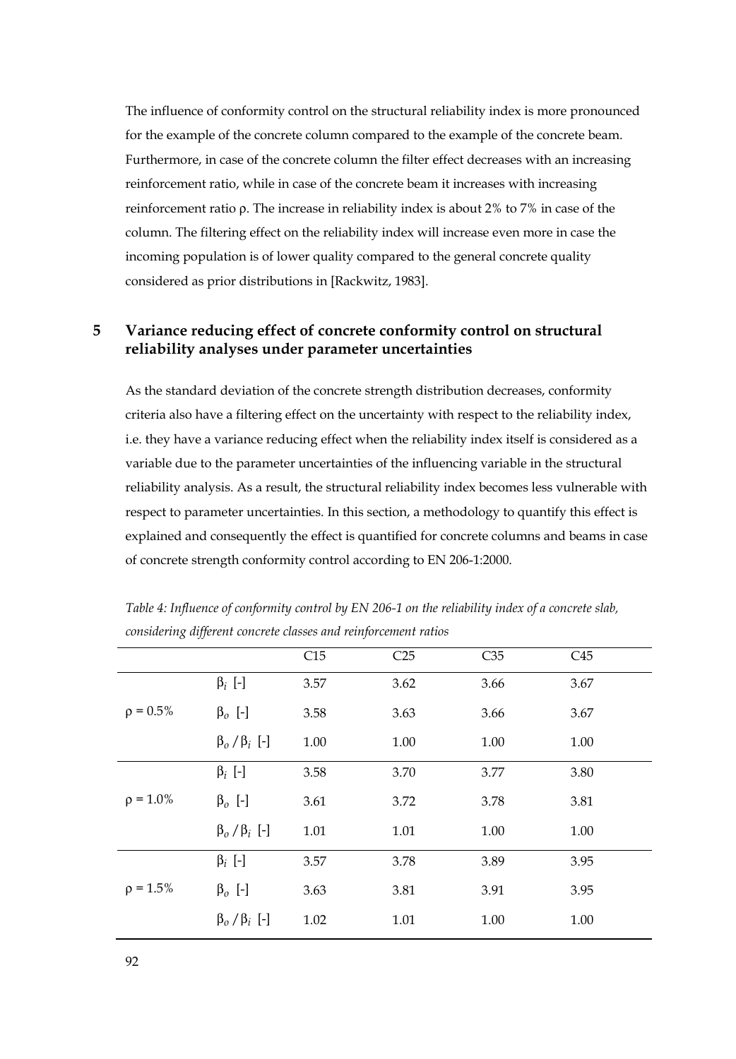The influence of conformity control on the structural reliability index is more pronounced for the example of the concrete column compared to the example of the concrete beam. Furthermore, in case of the concrete column the filter effect decreases with an increasing reinforcement ratio, while in case of the concrete beam it increases with increasing reinforcement ratio ρ. The increase in reliability index is about 2% to 7% in case of the column. The filtering effect on the reliability index will increase even more in case the incoming population is of lower quality compared to the general concrete quality considered as prior distributions in [Rackwitz, 1983].

## 5 Variance reducing effect of concrete conformity control on structural reliability analyses under parameter uncertainties

As the standard deviation of the concrete strength distribution decreases, conformity criteria also have a filtering effect on the uncertainty with respect to the reliability index, i.e. they have a variance reducing effect when the reliability index itself is considered as a variable due to the parameter uncertainties of the influencing variable in the structural reliability analysis. As a result, the structural reliability index becomes less vulnerable with respect to parameter uncertainties. In this section, a methodology to quantify this effect is explained and consequently the effect is quantified for concrete columns and beams in case of concrete strength conformity control according to EN 206-1:2000.

*Table 4: Influence of conformity control by EN 206-1 on the reliability index of a concrete slab, considering different concrete classes and reinforcement ratios*

| | | C15 | C25 | C35 | C45 |
|---|---|---|---|---|---|
| $\rho = 0.5\%$ | $\beta_i$ [-] | 3.57 | 3.62 | 3.66 | 3.67 |
| | $\beta_o$ [-] | 3.58 | 3.63 | 3.66 | 3.67 |
| | $\beta_o / \beta_i$ [-] | 1.00 | 1.00 | 1.00 | 1.00 |
| $\rho = 1.0\%$ | $\beta_i$ [-] | 3.58 | 3.70 | 3.77 | 3.80 |
| | $\beta_o$ [-] | 3.61 | 3.72 | 3.78 | 3.81 |
| | $\beta_o / \beta_i$ [-] | 1.01 | 1.01 | 1.00 | 1.00 |
| $\rho = 1.5\%$ | $\beta_i$ [-] | 3.57 | 3.78 | 3.89 | 3.95 |
| | $\beta_o$ [-] | 3.63 | 3.81 | 3.91 | 3.95 |
| | $\beta_o / \beta_i$ [-] | 1.02 | 1.01 | 1.00 | 1.00 |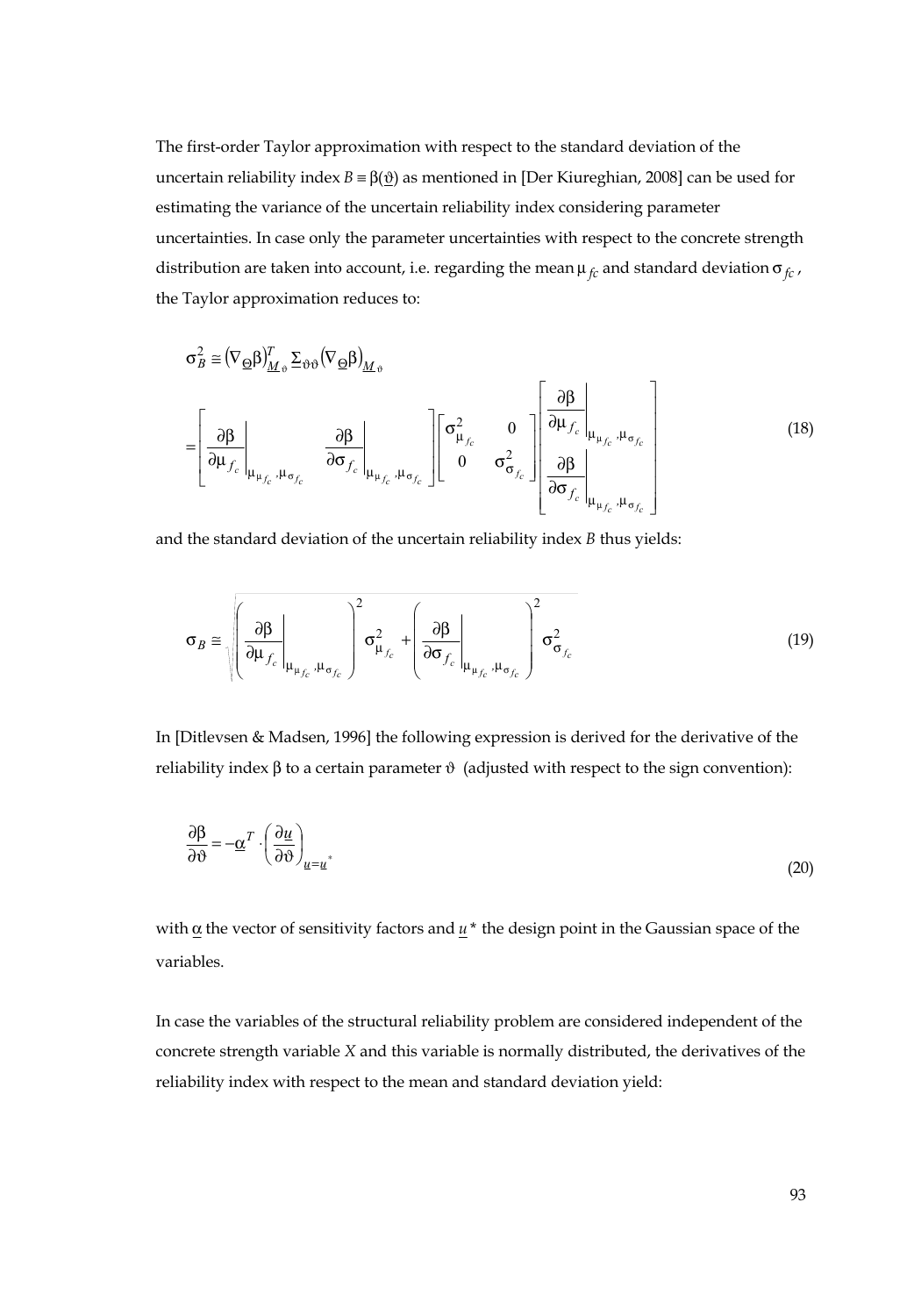The first-order Taylor approximation with respect to the standard deviation of the uncertain reliability index $B \equiv \beta(\underline{\vartheta})$ as mentioned in [Der Kiureghian, 2008] can be used for estimating the variance of the uncertain reliability index considering parameter uncertainties. In case only the parameter uncertainties with respect to the concrete strength distribution are taken into account, i.e. regarding the mean $\mu_{fc}$ and standard deviation $\sigma_{fc}$, the Taylor approximation reduces to:

$$
\begin{aligned}
\sigma_B^2 &\cong \left(\nabla_{\underline{\Theta}}\beta\right)_{\underline{M}_{\vartheta}}^T \underline{\Sigma}_{\vartheta\vartheta} \left(\nabla_{\underline{\Theta}}\beta\right)_{\underline{M}_{\vartheta}} \\
&= \begin{bmatrix} \left.\dfrac{\partial \beta}{\partial \mu_{f_c}}\right|_{\mu_{\mu_{f_c}}, \mu_{\sigma_{f_c}}} & \left.\dfrac{\partial \beta}{\partial \sigma_{f_c}}\right|_{\mu_{\mu_{f_c}}, \mu_{\sigma_{f_c}}} \end{bmatrix} \begin{bmatrix} \sigma_{\mu_{f_c}}^2 & 0 \\ 0 & \sigma_{\sigma_{f_c}}^2 \end{bmatrix} \begin{bmatrix} \left.\dfrac{\partial \beta}{\partial \mu_{f_c}}\right|_{\mu_{\mu_{f_c}}, \mu_{\sigma_{f_c}}} \\ \left.\dfrac{\partial \beta}{\partial \sigma_{f_c}}\right|_{\mu_{\mu_{f_c}}, \mu_{\sigma_{f_c}}} \end{bmatrix}
\end{aligned}
\tag{18}
$$

and the standard deviation of the uncertain reliability index $B$ thus yields:

$$
\sigma_B \cong \sqrt{\left( \left.\frac{\partial \beta}{\partial \mu_{f_c}}\right|_{\mu_{\mu_{f_c}}, \mu_{\sigma_{f_c}}} \right)^2 \sigma_{\mu_{f_c}}^2 + \left( \left.\frac{\partial \beta}{\partial \sigma_{f_c}}\right|_{\mu_{\mu_{f_c}}, \mu_{\sigma_{f_c}}} \right)^2 \sigma_{\sigma_{f_c}}^2}
\tag{19}
$$

In [Ditlevsen & Madsen, 1996] the following expression is derived for the derivative of the reliability index $\beta$ to a certain parameter $\vartheta$ (adjusted with respect to the sign convention):

$$
\frac{\partial \beta}{\partial \vartheta} = -\underline{\alpha}^T \cdot \left( \frac{\partial \underline{u}}{\partial \vartheta} \right)_{\underline{u} = \underline{u}^*}
\tag{20}
$$

with $\underline{\alpha}$ the vector of sensitivity factors and $\underline{u}^*$ the design point in the Gaussian space of the variables.

In case the variables of the structural reliability problem are considered independent of the concrete strength variable $X$ and this variable is normally distributed, the derivatives of the reliability index with respect to the mean and standard deviation yield: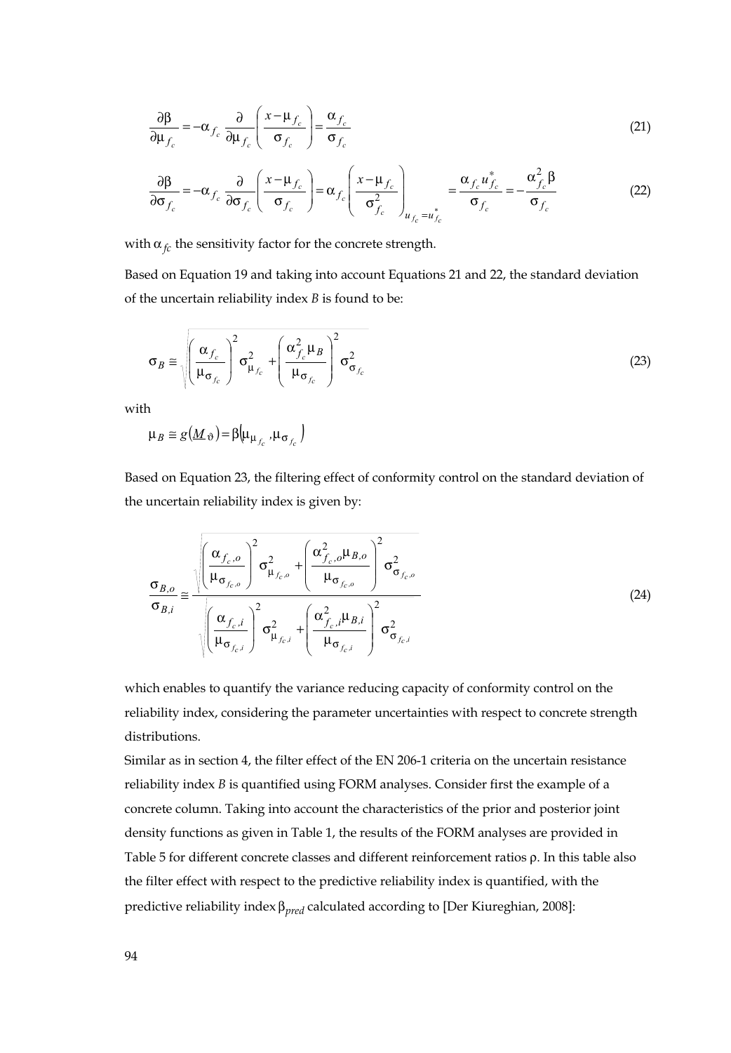$$\frac{\partial \beta}{\partial \mu_{f_c}} = -\alpha_{f_c} \frac{\partial}{\partial \mu_{f_c}} \left( \frac{x - \mu_{f_c}}{\sigma_{f_c}} \right) = \frac{\alpha_{f_c}}{\sigma_{f_c}} \tag{21}$$

$$\frac{\partial \beta}{\partial \sigma_{f_c}} = -\alpha_{f_c} \frac{\partial}{\partial \sigma_{f_c}} \left( \frac{x - \mu_{f_c}}{\sigma_{f_c}} \right) = \alpha_{f_c} \left( \frac{x - \mu_{f_c}}{\sigma_{f_c}^2} \right)_{u_{f_c} = u_{f_c}^*} = \frac{\alpha_{f_c} u_{f_c}^*}{\sigma_{f_c}} = -\frac{\alpha_{f_c}^2 \beta}{\sigma_{f_c}} \tag{22}$$

with $\alpha_{fc}$ the sensitivity factor for the concrete strength.

Based on Equation 19 and taking into account Equations 21 and 22, the standard deviation of the uncertain reliability index *B* is found to be:

$$\sigma_B \cong \sqrt{\left( \frac{\alpha_{f_c}}{\mu_{\sigma_{f_c}}} \right)^2 \sigma_{\mu_{f_c}}^2 + \left( \frac{\alpha_{f_c}^2 \mu_B}{\mu_{\sigma_{f_c}}} \right)^2 \sigma_{\sigma_{f_c}}^2} \tag{23}$$

with

$$\mu_B \cong g(\underline{M}_{\vartheta}) = \beta\left(\mu_{\mu_{f_c}}, \mu_{\sigma_{f_c}}\right)$$

Based on Equation 23, the filtering effect of conformity control on the standard deviation of the uncertain reliability index is given by:

$$\frac{\sigma_{B,o}}{\sigma_{B,i}} \cong \frac{\sqrt{\left( \frac{\alpha_{f_c,o}}{\mu_{\sigma_{f_c,o}}} \right)^2 \sigma_{\mu_{f_c,o}}^2 + \left( \frac{\alpha_{f_c,o}^2 \mu_{B,o}}{\mu_{\sigma_{f_c,o}}} \right)^2 \sigma_{\sigma_{f_c,o}}^2}}{\sqrt{\left( \frac{\alpha_{f_c,i}}{\mu_{\sigma_{f_c,i}}} \right)^2 \sigma_{\mu_{f_c,i}}^2 + \left( \frac{\alpha_{f_c,i}^2 \mu_{B,i}}{\mu_{\sigma_{f_c,i}}} \right)^2 \sigma_{\sigma_{f_c,i}}^2}} \tag{24}$$

which enables to quantify the variance reducing capacity of conformity control on the reliability index, considering the parameter uncertainties with respect to concrete strength distributions.

Similar as in section 4, the filter effect of the EN 206-1 criteria on the uncertain resistance reliability index *B* is quantified using FORM analyses. Consider first the example of a concrete column. Taking into account the characteristics of the prior and posterior joint density functions as given in Table 1, the results of the FORM analyses are provided in Table 5 for different concrete classes and different reinforcement ratios $\rho$. In this table also the filter effect with respect to the predictive reliability index is quantified, with the predictive reliability index $\beta_{pred}$ calculated according to [Der Kiureghian, 2008]: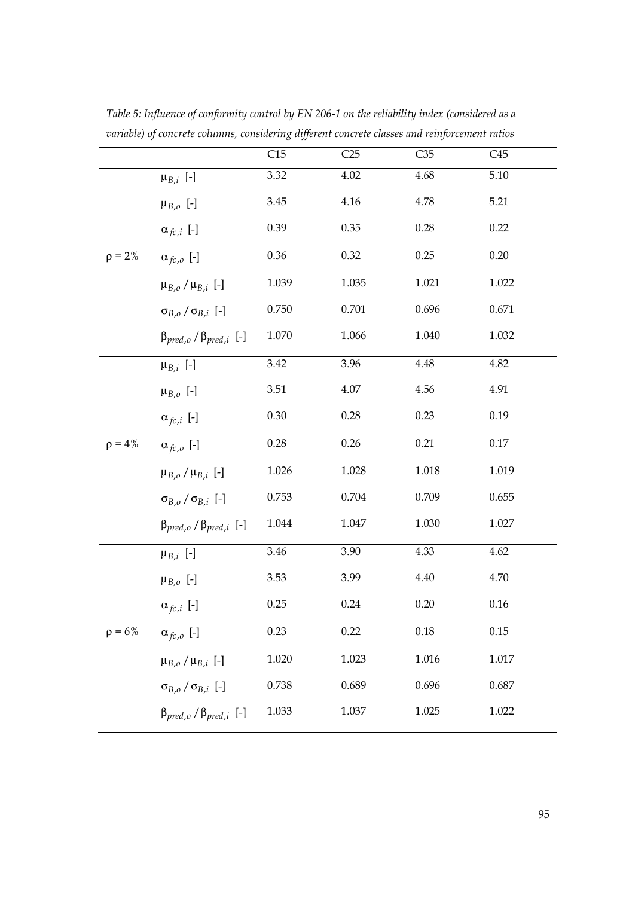*Table 5: Influence of conformity control by EN 206-1 on the reliability index (considered as a variable) of concrete columns, considering different concrete classes and reinforcement ratios*

| | | C15 | C25 | C35 | C45 |
|---|---|---|---|---|---|
| $\rho = 2\%$ | $\mu_{B,i}$ [-] | 3.32 | 4.02 | 4.68 | 5.10 |
| | $\mu_{B,o}$ [-] | 3.45 | 4.16 | 4.78 | 5.21 |
| | $\alpha_{fc,i}$ [-] | 0.39 | 0.35 | 0.28 | 0.22 |
| | $\alpha_{fc,o}$ [-] | 0.36 | 0.32 | 0.25 | 0.20 |
| | $\mu_{B,o} / \mu_{B,i}$ [-] | 1.039 | 1.035 | 1.021 | 1.022 |
| | $\sigma_{B,o} / \sigma_{B,i}$ [-] | 0.750 | 0.701 | 0.696 | 0.671 |
| | $\beta_{pred,o} / \beta_{pred,i}$ [-] | 1.070 | 1.066 | 1.040 | 1.032 |
| $\rho = 4\%$ | $\mu_{B,i}$ [-] | 3.42 | 3.96 | 4.48 | 4.82 |
| | $\mu_{B,o}$ [-] | 3.51 | 4.07 | 4.56 | 4.91 |
| | $\alpha_{fc,i}$ [-] | 0.30 | 0.28 | 0.23 | 0.19 |
| | $\alpha_{fc,o}$ [-] | 0.28 | 0.26 | 0.21 | 0.17 |
| | $\mu_{B,o} / \mu_{B,i}$ [-] | 1.026 | 1.028 | 1.018 | 1.019 |
| | $\sigma_{B,o} / \sigma_{B,i}$ [-] | 0.753 | 0.704 | 0.709 | 0.655 |
| | $\beta_{pred,o} / \beta_{pred,i}$ [-] | 1.044 | 1.047 | 1.030 | 1.027 |
| $\rho = 6\%$ | $\mu_{B,i}$ [-] | 3.46 | 3.90 | 4.33 | 4.62 |
| | $\mu_{B,o}$ [-] | 3.53 | 3.99 | 4.40 | 4.70 |
| | $\alpha_{fc,i}$ [-] | 0.25 | 0.24 | 0.20 | 0.16 |
| | $\alpha_{fc,o}$ [-] | 0.23 | 0.22 | 0.18 | 0.15 |
| | $\mu_{B,o} / \mu_{B,i}$ [-] | 1.020 | 1.023 | 1.016 | 1.017 |
| | $\sigma_{B,o} / \sigma_{B,i}$ [-] | 0.738 | 0.689 | 0.696 | 0.687 |
| | $\beta_{pred,o} / \beta_{pred,i}$ [-] | 1.033 | 1.037 | 1.025 | 1.022 |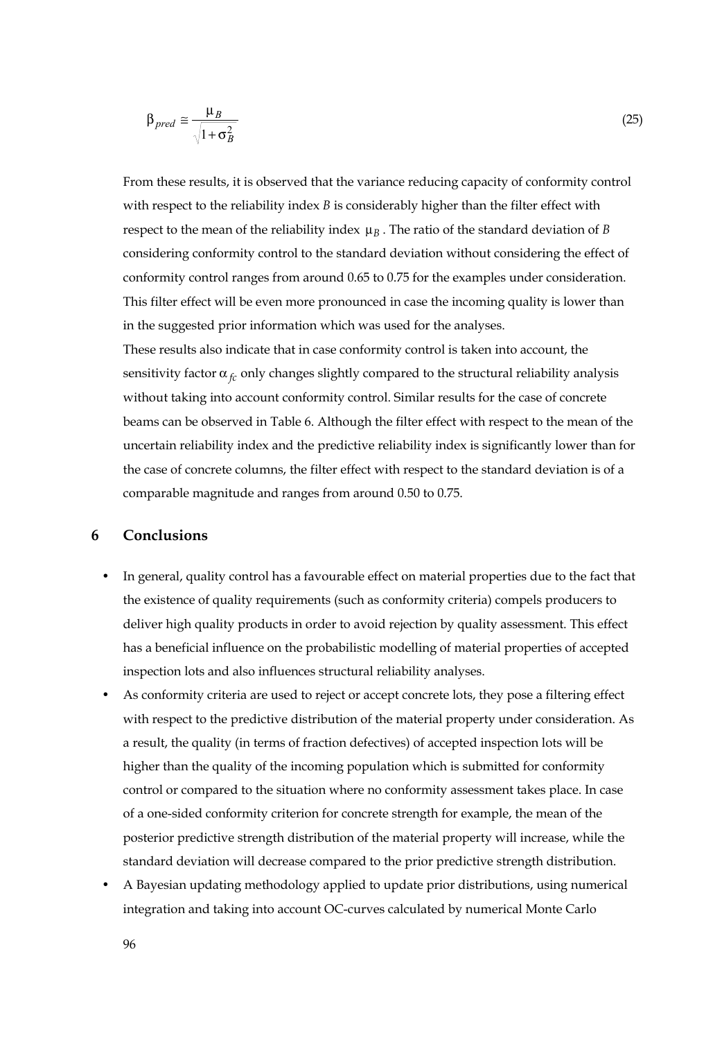$$\beta_{pred} \cong \frac{\mu_B}{\sqrt{1+\sigma_B^2}} \tag{25}$$

From these results, it is observed that the variance reducing capacity of conformity control with respect to the reliability index $B$ is considerably higher than the filter effect with respect to the mean of the reliability index $\mu_B$. The ratio of the standard deviation of $B$ considering conformity control to the standard deviation without considering the effect of conformity control ranges from around 0.65 to 0.75 for the examples under consideration. This filter effect will be even more pronounced in case the incoming quality is lower than in the suggested prior information which was used for the analyses.

These results also indicate that in case conformity control is taken into account, the sensitivity factor $\alpha_{fc}$ only changes slightly compared to the structural reliability analysis without taking into account conformity control. Similar results for the case of concrete beams can be observed in Table 6. Although the filter effect with respect to the mean of the uncertain reliability index and the predictive reliability index is significantly lower than for the case of concrete columns, the filter effect with respect to the standard deviation is of a comparable magnitude and ranges from around 0.50 to 0.75.

## 6 Conclusions

- In general, quality control has a favourable effect on material properties due to the fact that the existence of quality requirements (such as conformity criteria) compels producers to deliver high quality products in order to avoid rejection by quality assessment. This effect has a beneficial influence on the probabilistic modelling of material properties of accepted inspection lots and also influences structural reliability analyses.
- As conformity criteria are used to reject or accept concrete lots, they pose a filtering effect with respect to the predictive distribution of the material property under consideration. As a result, the quality (in terms of fraction defectives) of accepted inspection lots will be higher than the quality of the incoming population which is submitted for conformity control or compared to the situation where no conformity assessment takes place. In case of a one-sided conformity criterion for concrete strength for example, the mean of the posterior predictive strength distribution of the material property will increase, while the standard deviation will decrease compared to the prior predictive strength distribution.
- A Bayesian updating methodology applied to update prior distributions, using numerical integration and taking into account OC-curves calculated by numerical Monte Carlo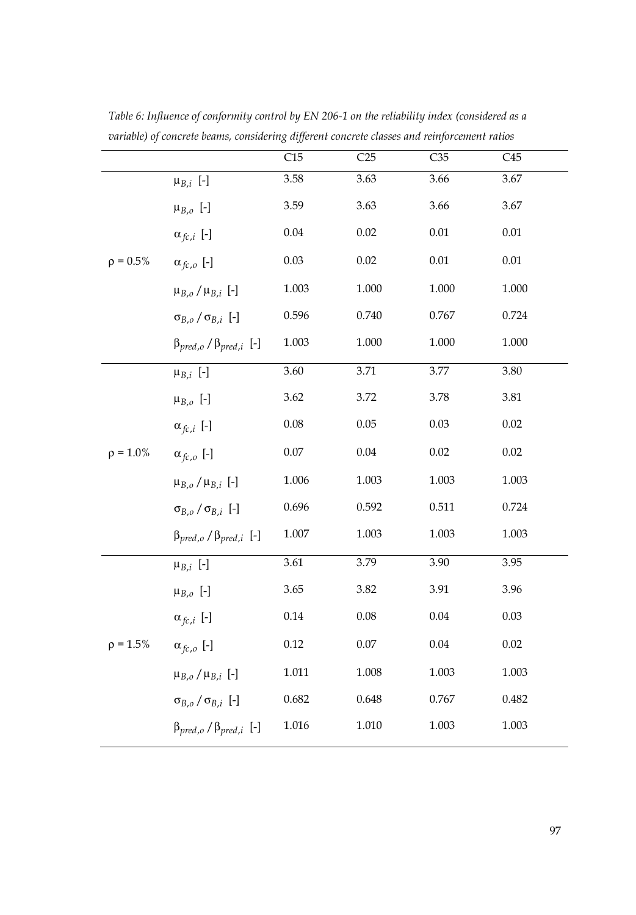*Table 6: Influence of conformity control by EN 206-1 on the reliability index (considered as a variable) of concrete beams, considering different concrete classes and reinforcement ratios*

| | | C15 | C25 | C35 | C45 |
|---|---|---|---|---|---|
| $\rho$ = 0.5% | $\mu_{B,i}$ [-] | 3.58 | 3.63 | 3.66 | 3.67 |
| | $\mu_{B,o}$ [-] | 3.59 | 3.63 | 3.66 | 3.67 |
| | $\alpha_{fc,i}$ [-] | 0.04 | 0.02 | 0.01 | 0.01 |
| | $\alpha_{fc,o}$ [-] | 0.03 | 0.02 | 0.01 | 0.01 |
| | $\mu_{B,o} / \mu_{B,i}$ [-] | 1.003 | 1.000 | 1.000 | 1.000 |
| | $\sigma_{B,o} / \sigma_{B,i}$ [-] | 0.596 | 0.740 | 0.767 | 0.724 |
| | $\beta_{pred,o} / \beta_{pred,i}$ [-] | 1.003 | 1.000 | 1.000 | 1.000 |
| $\rho$ = 1.0% | $\mu_{B,i}$ [-] | 3.60 | 3.71 | 3.77 | 3.80 |
| | $\mu_{B,o}$ [-] | 3.62 | 3.72 | 3.78 | 3.81 |
| | $\alpha_{fc,i}$ [-] | 0.08 | 0.05 | 0.03 | 0.02 |
| | $\alpha_{fc,o}$ [-] | 0.07 | 0.04 | 0.02 | 0.02 |
| | $\mu_{B,o} / \mu_{B,i}$ [-] | 1.006 | 1.003 | 1.003 | 1.003 |
| | $\sigma_{B,o} / \sigma_{B,i}$ [-] | 0.696 | 0.592 | 0.511 | 0.724 |
| | $\beta_{pred,o} / \beta_{pred,i}$ [-] | 1.007 | 1.003 | 1.003 | 1.003 |
| $\rho$ = 1.5% | $\mu_{B,i}$ [-] | 3.61 | 3.79 | 3.90 | 3.95 |
| | $\mu_{B,o}$ [-] | 3.65 | 3.82 | 3.91 | 3.96 |
| | $\alpha_{fc,i}$ [-] | 0.14 | 0.08 | 0.04 | 0.03 |
| | $\alpha_{fc,o}$ [-] | 0.12 | 0.07 | 0.04 | 0.02 |
| | $\mu_{B,o} / \mu_{B,i}$ [-] | 1.011 | 1.008 | 1.003 | 1.003 |
| | $\sigma_{B,o} / \sigma_{B,i}$ [-] | 0.682 | 0.648 | 0.767 | 0.482 |
| | $\beta_{pred,o} / \beta_{pred,i}$ [-] | 1.016 | 1.010 | 1.003 | 1.003 |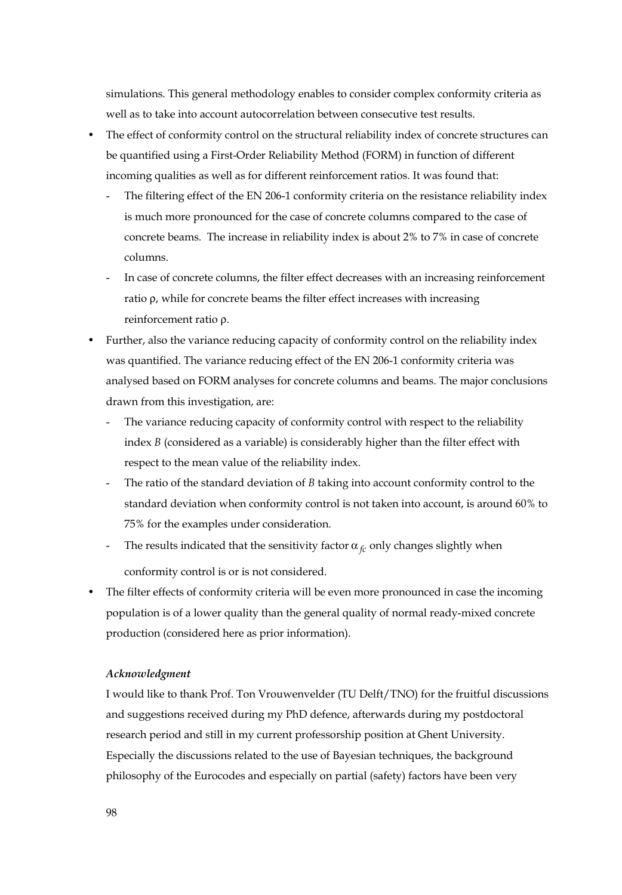simulations. This general methodology enables to consider complex conformity criteria as well as to take into account autocorrelation between consecutive test results.

- The effect of conformity control on the structural reliability index of concrete structures can be quantified using a First-Order Reliability Method (FORM) in function of different incoming qualities as well as for different reinforcement ratios. It was found that:
  - The filtering effect of the EN 206-1 conformity criteria on the resistance reliability index is much more pronounced for the case of concrete columns compared to the case of concrete beams. The increase in reliability index is about 2% to 7% in case of concrete columns.
  - In case of concrete columns, the filter effect decreases with an increasing reinforcement ratio $\rho$, while for concrete beams the filter effect increases with increasing reinforcement ratio $\rho$.
- Further, also the variance reducing capacity of conformity control on the reliability index was quantified. The variance reducing effect of the EN 206-1 conformity criteria was analysed based on FORM analyses for concrete columns and beams. The major conclusions drawn from this investigation, are:
  - The variance reducing capacity of conformity control with respect to the reliability index $B$ (considered as a variable) is considerably higher than the filter effect with respect to the mean value of the reliability index.
  - The ratio of the standard deviation of $B$ taking into account conformity control to the standard deviation when conformity control is not taken into account, is around 60% to 75% for the examples under consideration.
  - The results indicated that the sensitivity factor $\alpha_{fc}$ only changes slightly when conformity control is or is not considered.
- The filter effects of conformity criteria will be even more pronounced in case the incoming population is of a lower quality than the general quality of normal ready-mixed concrete production (considered here as prior information).

***Acknowledgment***

I would like to thank Prof. Ton Vrouwenvelder (TU Delft/TNO) for the fruitful discussions and suggestions received during my PhD defence, afterwards during my postdoctoral research period and still in my current professorship position at Ghent University. Especially the discussions related to the use of Bayesian techniques, the background philosophy of the Eurocodes and especially on partial (safety) factors have been very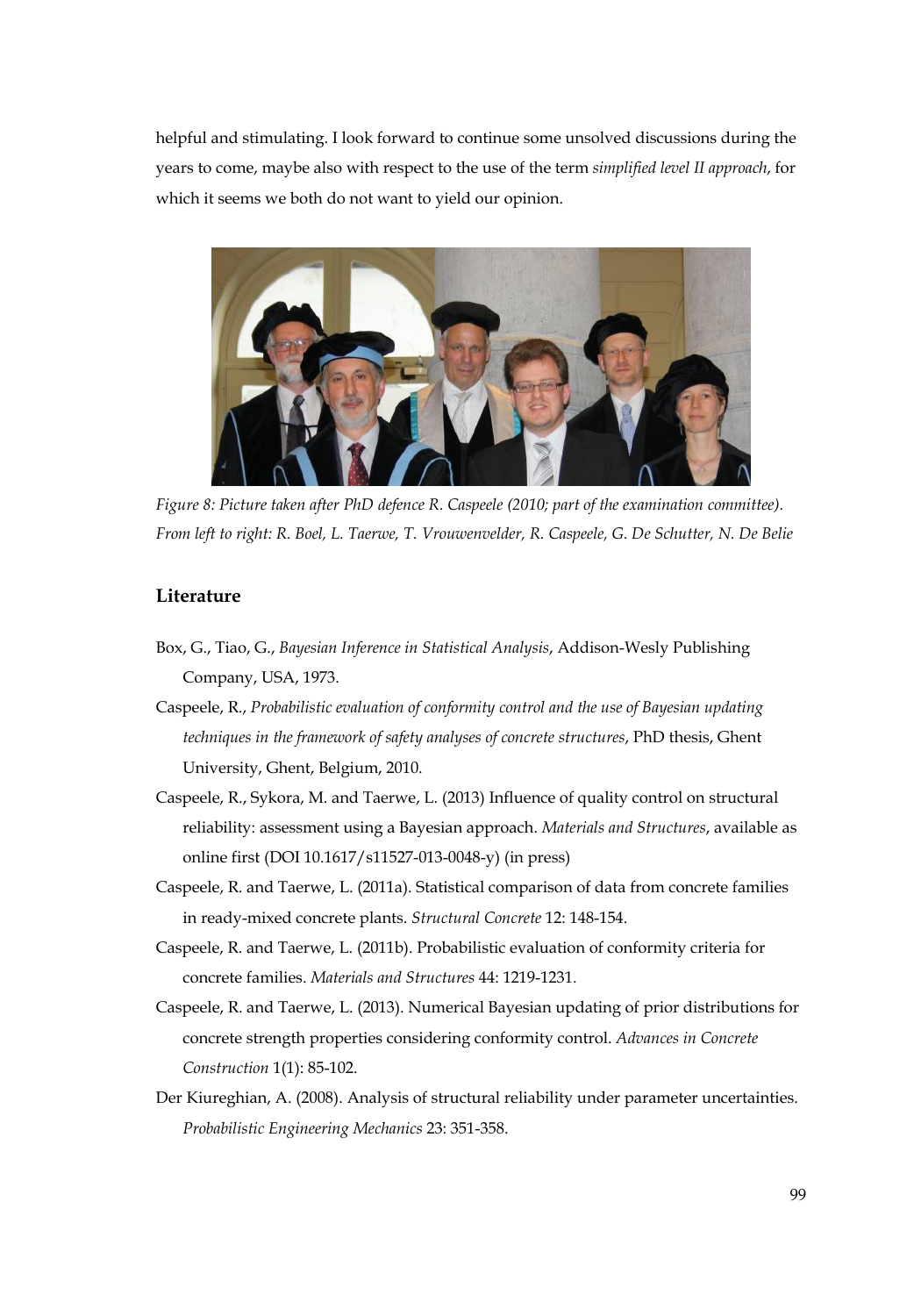helpful and stimulating. I look forward to continue some unsolved discussions during the years to come, maybe also with respect to the use of the term *simplified level II approach*, for which it seems we both do not want to yield our opinion.

*Figure 8: Picture taken after PhD defence R. Caspeele (2010; part of the examination committee). From left to right: R. Boel, L. Taerwe, T. Vrouwenvelder, R. Caspeele, G. De Schutter, N. De Belie*

## Literature

Box, G., Tiao, G., *Bayesian Inference in Statistical Analysis*, Addison-Wesly Publishing Company, USA, 1973.

Caspeele, R., *Probabilistic evaluation of conformity control and the use of Bayesian updating techniques in the framework of safety analyses of concrete structures*, PhD thesis, Ghent University, Ghent, Belgium, 2010.

Caspeele, R., Sykora, M. and Taerwe, L. (2013) Influence of quality control on structural reliability: assessment using a Bayesian approach. *Materials and Structures*, available as online first (DOI 10.1617/s11527-013-0048-y) (in press)

Caspeele, R. and Taerwe, L. (2011a). Statistical comparison of data from concrete families in ready-mixed concrete plants. *Structural Concrete* 12: 148-154.

Caspeele, R. and Taerwe, L. (2011b). Probabilistic evaluation of conformity criteria for concrete families. *Materials and Structures* 44: 1219-1231.

Caspeele, R. and Taerwe, L. (2013). Numerical Bayesian updating of prior distributions for concrete strength properties considering conformity control. *Advances in Concrete Construction* 1(1): 85-102.

Der Kiureghian, A. (2008). Analysis of structural reliability under parameter uncertainties. *Probabilistic Engineering Mechanics* 23: 351-358.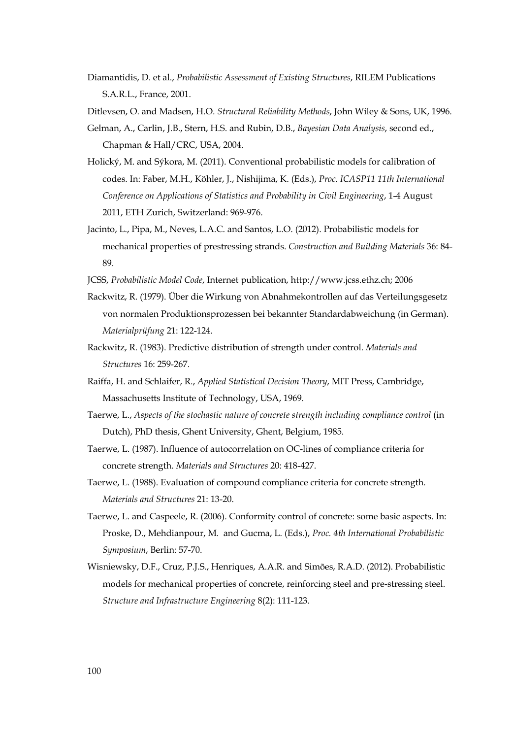Diamantidis, D. et al., *Probabilistic Assessment of Existing Structures*, RILEM Publications S.A.R.L., France, 2001.

Ditlevsen, O. and Madsen, H.O. *Structural Reliability Methods*, John Wiley & Sons, UK, 1996.

Gelman, A., Carlin, J.B., Stern, H.S. and Rubin, D.B., *Bayesian Data Analysis*, second ed., Chapman & Hall/CRC, USA, 2004.

Holický, M. and Sýkora, M. (2011). Conventional probabilistic models for calibration of codes. In: Faber, M.H., Köhler, J., Nishijima, K. (Eds.), *Proc. ICASP11 11th International Conference on Applications of Statistics and Probability in Civil Engineering*, 1-4 August 2011, ETH Zurich, Switzerland: 969-976.

Jacinto, L., Pipa, M., Neves, L.A.C. and Santos, L.O. (2012). Probabilistic models for mechanical properties of prestressing strands. *Construction and Building Materials* 36: 84-89.

JCSS, *Probabilistic Model Code*, Internet publication, http://www.jcss.ethz.ch; 2006

Rackwitz, R. (1979). Über die Wirkung von Abnahmekontrollen auf das Verteilungsgesetz von normalen Produktionsprozessen bei bekannter Standardabweichung (in German). *Materialprüfung* 21: 122-124.

Rackwitz, R. (1983). Predictive distribution of strength under control. *Materials and Structures* 16: 259-267.

Raiffa, H. and Schlaifer, R., *Applied Statistical Decision Theory*, MIT Press, Cambridge, Massachusetts Institute of Technology, USA, 1969.

Taerwe, L., *Aspects of the stochastic nature of concrete strength including compliance control* (in Dutch), PhD thesis, Ghent University, Ghent, Belgium, 1985.

Taerwe, L. (1987). Influence of autocorrelation on OC-lines of compliance criteria for concrete strength. *Materials and Structures* 20: 418-427.

Taerwe, L. (1988). Evaluation of compound compliance criteria for concrete strength. *Materials and Structures* 21: 13-20.

Taerwe, L. and Caspeele, R. (2006). Conformity control of concrete: some basic aspects. In: Proske, D., Mehdianpour, M. and Gucma, L. (Eds.), *Proc. 4th International Probabilistic Symposium*, Berlin: 57-70.

Wisniewsky, D.F., Cruz, P.J.S., Henriques, A.A.R. and Simões, R.A.D. (2012). Probabilistic models for mechanical properties of concrete, reinforcing steel and pre-stressing steel. *Structure and Infrastructure Engineering* 8(2): 111-123.